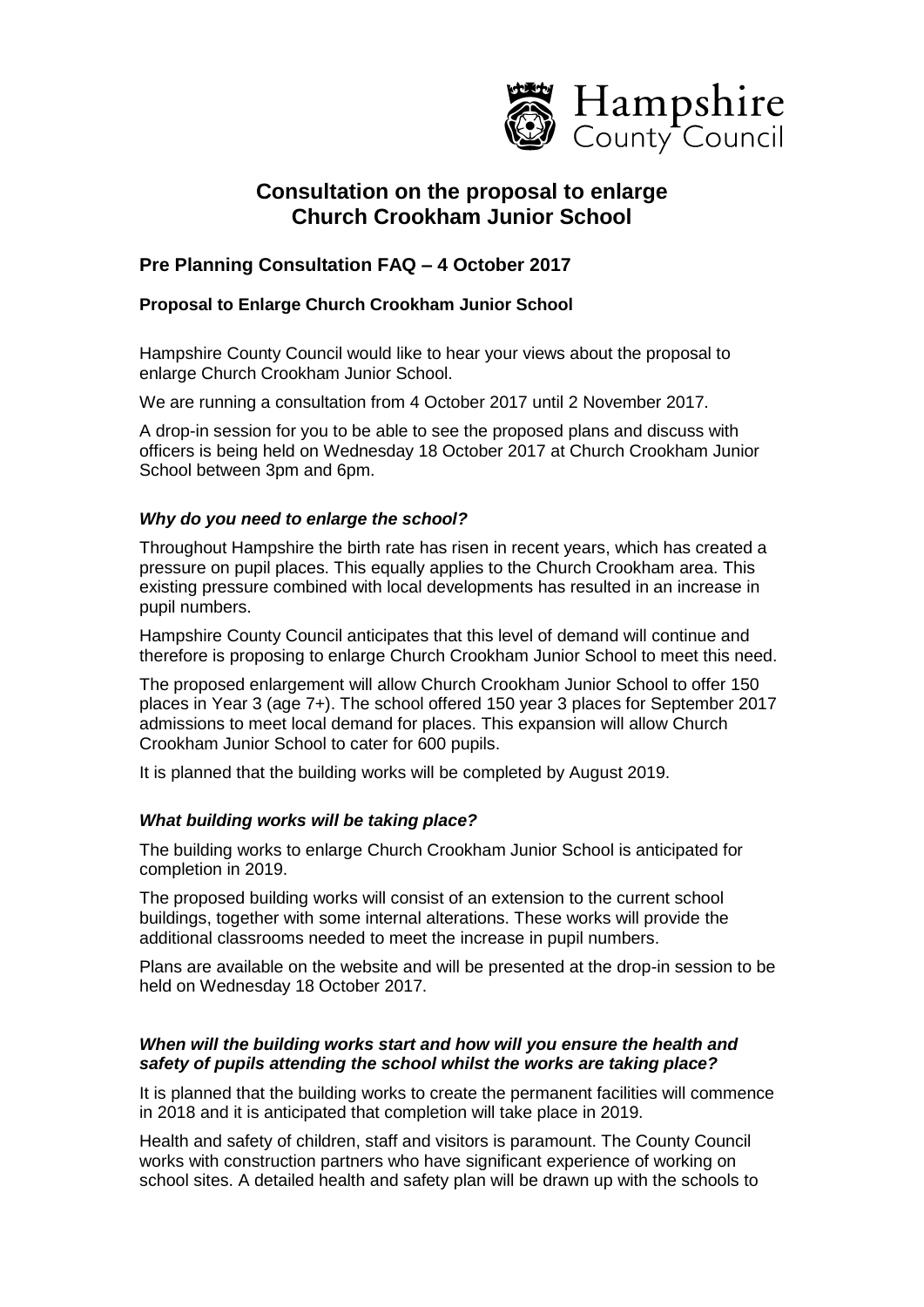Hampshire County Council

# Consultation on the proposal to enlarge Church Crookham Junior School

## Pre Planning Consultation FAQ – 4 October 2017

### Proposal to Enlarge Church Crookham Junior School

Hampshire County Council would like to hear your views about the proposal to enlarge Church Crookham Junior School.

We are running a consultation from 4 October 2017 until 2 November 2017.

A drop-in session for you to be able to see the proposed plans and discuss with officers is being held on Wednesday 18 October 2017 at Church Crookham Junior School between 3pm and 6pm.

#### *Why do you need to enlarge the school?*

Throughout Hampshire the birth rate has risen in recent years, which has created a pressure on pupil places. This equally applies to the Church Crookham area. This existing pressure combined with local developments has resulted in an increase in pupil numbers.

Hampshire County Council anticipates that this level of demand will continue and therefore is proposing to enlarge Church Crookham Junior School to meet this need.

The proposed enlargement will allow Church Crookham Junior School to offer 150 places in Year 3 (age 7+). The school offered 150 year 3 places for September 2017 admissions to meet local demand for places. This expansion will allow Church Crookham Junior School to cater for 600 pupils.

It is planned that the building works will be completed by August 2019.

#### *What building works will be taking place?*

The building works to enlarge Church Crookham Junior School is anticipated for completion in 2019.

The proposed building works will consist of an extension to the current school buildings, together with some internal alterations. These works will provide the additional classrooms needed to meet the increase in pupil numbers.

Plans are available on the website and will be presented at the drop-in session to be held on Wednesday 18 October 2017.

#### *When will the building works start and how will you ensure the health and safety of pupils attending the school whilst the works are taking place?*

It is planned that the building works to create the permanent facilities will commence in 2018 and it is anticipated that completion will take place in 2019.

Health and safety of children, staff and visitors is paramount. The County Council works with construction partners who have significant experience of working on school sites. A detailed health and safety plan will be drawn up with the schools to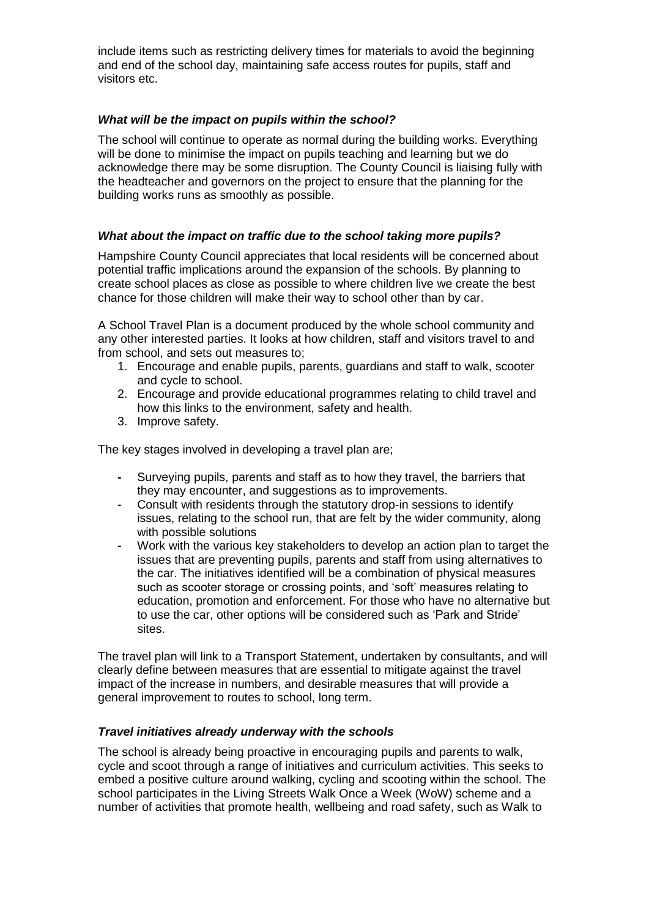include items such as restricting delivery times for materials to avoid the beginning and end of the school day, maintaining safe access routes for pupils, staff and visitors etc.

### *What will be the impact on pupils within the school?*

The school will continue to operate as normal during the building works. Everything will be done to minimise the impact on pupils teaching and learning but we do acknowledge there may be some disruption. The County Council is liaising fully with the headteacher and governors on the project to ensure that the planning for the building works runs as smoothly as possible.

### *What about the impact on traffic due to the school taking more pupils?*

Hampshire County Council appreciates that local residents will be concerned about potential traffic implications around the expansion of the schools. By planning to create school places as close as possible to where children live we create the best chance for those children will make their way to school other than by car.

A School Travel Plan is a document produced by the whole school community and any other interested parties. It looks at how children, staff and visitors travel to and from school, and sets out measures to;

1. Encourage and enable pupils, parents, guardians and staff to walk, scooter and cycle to school.
2. Encourage and provide educational programmes relating to child travel and how this links to the environment, safety and health.
3. Improve safety.

The key stages involved in developing a travel plan are;

- Surveying pupils, parents and staff as to how they travel, the barriers that they may encounter, and suggestions as to improvements.
- Consult with residents through the statutory drop-in sessions to identify issues, relating to the school run, that are felt by the wider community, along with possible solutions
- Work with the various key stakeholders to develop an action plan to target the issues that are preventing pupils, parents and staff from using alternatives to the car. The initiatives identified will be a combination of physical measures such as scooter storage or crossing points, and 'soft' measures relating to education, promotion and enforcement. For those who have no alternative but to use the car, other options will be considered such as 'Park and Stride' sites.

The travel plan will link to a Transport Statement, undertaken by consultants, and will clearly define between measures that are essential to mitigate against the travel impact of the increase in numbers, and desirable measures that will provide a general improvement to routes to school, long term.

### *Travel initiatives already underway with the schools*

The school is already being proactive in encouraging pupils and parents to walk, cycle and scoot through a range of initiatives and curriculum activities. This seeks to embed a positive culture around walking, cycling and scooting within the school. The school participates in the Living Streets Walk Once a Week (WoW) scheme and a number of activities that promote health, wellbeing and road safety, such as Walk to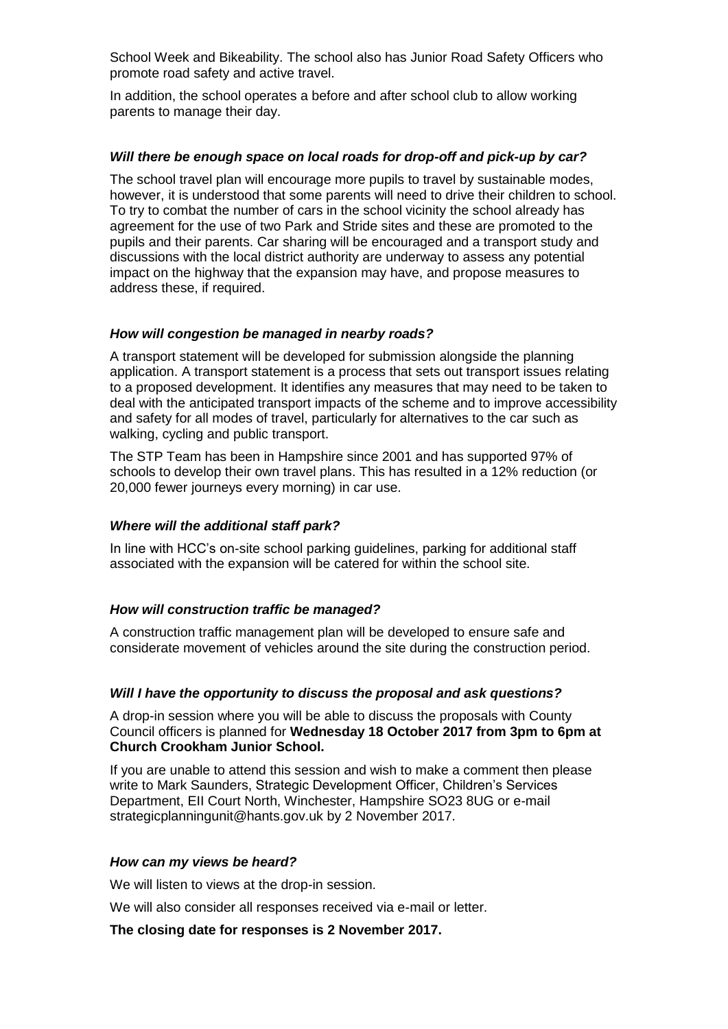School Week and Bikeability. The school also has Junior Road Safety Officers who promote road safety and active travel.

In addition, the school operates a before and after school club to allow working parents to manage their day.

### *Will there be enough space on local roads for drop-off and pick-up by car?*

The school travel plan will encourage more pupils to travel by sustainable modes, however, it is understood that some parents will need to drive their children to school. To try to combat the number of cars in the school vicinity the school already has agreement for the use of two Park and Stride sites and these are promoted to the pupils and their parents. Car sharing will be encouraged and a transport study and discussions with the local district authority are underway to assess any potential impact on the highway that the expansion may have, and propose measures to address these, if required.

### *How will congestion be managed in nearby roads?*

A transport statement will be developed for submission alongside the planning application. A transport statement is a process that sets out transport issues relating to a proposed development. It identifies any measures that may need to be taken to deal with the anticipated transport impacts of the scheme and to improve accessibility and safety for all modes of travel, particularly for alternatives to the car such as walking, cycling and public transport.

The STP Team has been in Hampshire since 2001 and has supported 97% of schools to develop their own travel plans. This has resulted in a 12% reduction (or 20,000 fewer journeys every morning) in car use.

### *Where will the additional staff park?*

In line with HCC's on-site school parking guidelines, parking for additional staff associated with the expansion will be catered for within the school site.

### *How will construction traffic be managed?*

A construction traffic management plan will be developed to ensure safe and considerate movement of vehicles around the site during the construction period.

### *Will I have the opportunity to discuss the proposal and ask questions?*

A drop-in session where you will be able to discuss the proposals with County Council officers is planned for **Wednesday 18 October 2017 from 3pm to 6pm at Church Crookham Junior School.**

If you are unable to attend this session and wish to make a comment then please write to Mark Saunders, Strategic Development Officer, Children's Services Department, EII Court North, Winchester, Hampshire SO23 8UG or e-mail strategicplanningunit@hants.gov.uk by 2 November 2017.

### *How can my views be heard?*

We will listen to views at the drop-in session.

We will also consider all responses received via e-mail or letter.

**The closing date for responses is 2 November 2017.**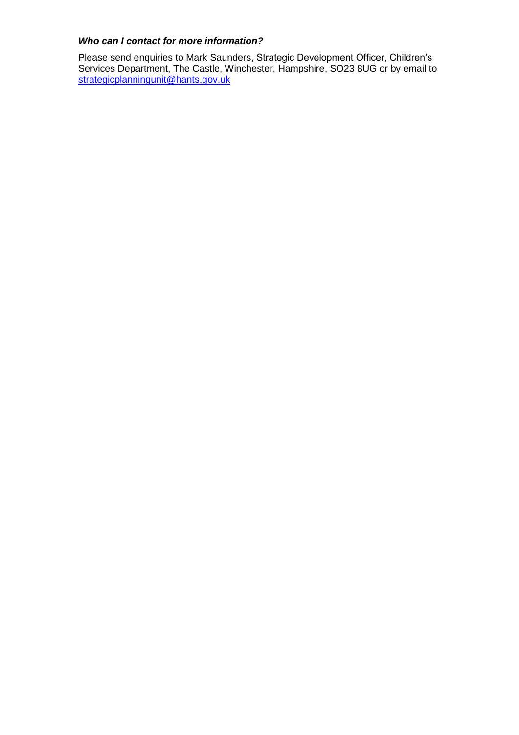### ***Who can I contact for more information?***

Please send enquiries to Mark Saunders, Strategic Development Officer, Children's Services Department, The Castle, Winchester, Hampshire, SO23 8UG or by email to [strategicplanningunit@hants.gov.uk](mailto:strategicplanningunit@hants.gov.uk)